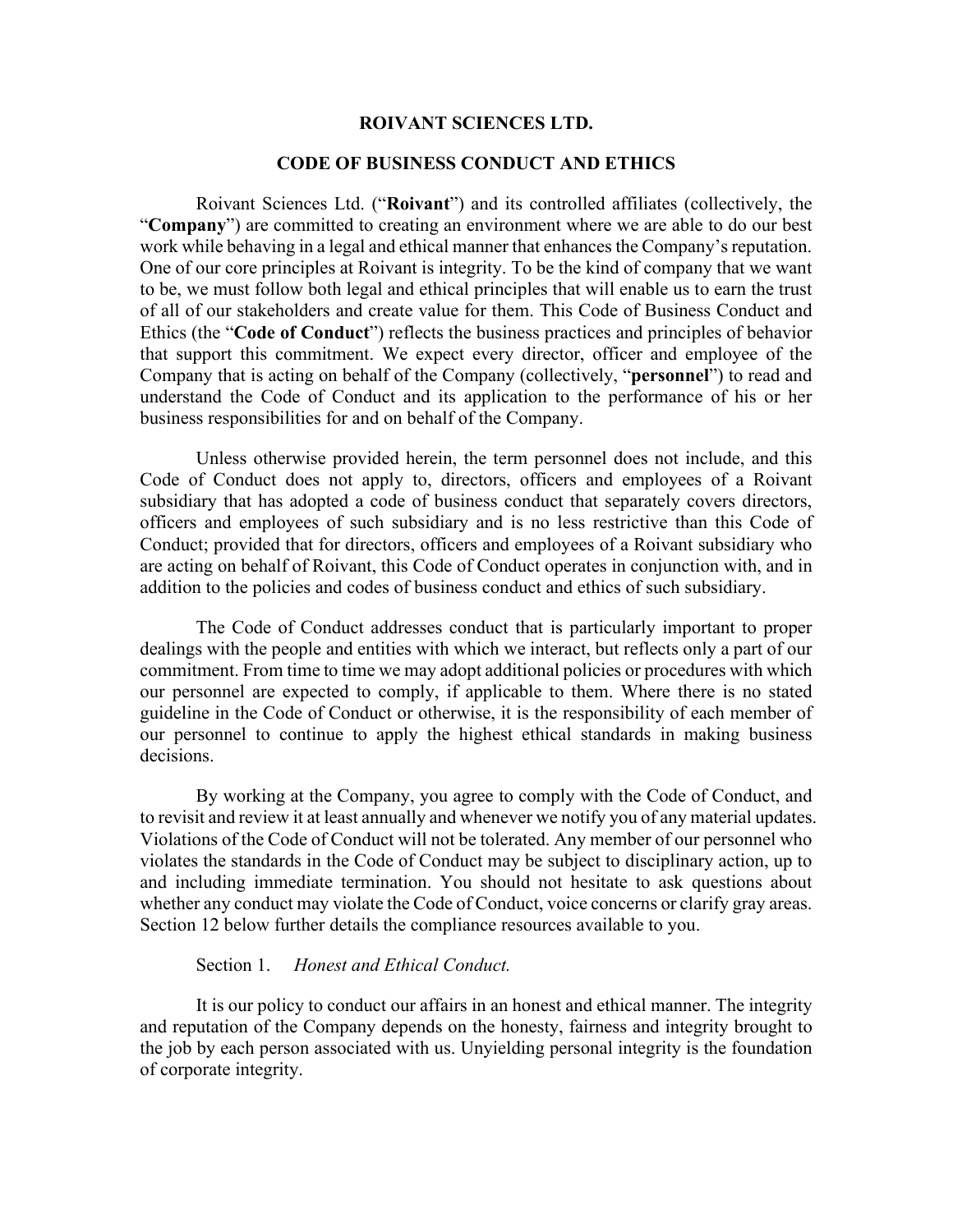# ROIVANT SCIENCES LTD.

## CODE OF BUSINESS CONDUCT AND ETHICS

Roivant Sciences Ltd. ("**Roivant**") and its controlled affiliates (collectively, the "**Company**") are committed to creating an environment where we are able to do our best work while behaving in a legal and ethical manner that enhances the Company's reputation. One of our core principles at Roivant is integrity. To be the kind of company that we want to be, we must follow both legal and ethical principles that will enable us to earn the trust of all of our stakeholders and create value for them. This Code of Business Conduct and Ethics (the "**Code of Conduct**") reflects the business practices and principles of behavior that support this commitment. We expect every director, officer and employee of the Company that is acting on behalf of the Company (collectively, "**personnel**") to read and understand the Code of Conduct and its application to the performance of his or her business responsibilities for and on behalf of the Company.

Unless otherwise provided herein, the term personnel does not include, and this Code of Conduct does not apply to, directors, officers and employees of a Roivant subsidiary that has adopted a code of business conduct that separately covers directors, officers and employees of such subsidiary and is no less restrictive than this Code of Conduct; provided that for directors, officers and employees of a Roivant subsidiary who are acting on behalf of Roivant, this Code of Conduct operates in conjunction with, and in addition to the policies and codes of business conduct and ethics of such subsidiary.

The Code of Conduct addresses conduct that is particularly important to proper dealings with the people and entities with which we interact, but reflects only a part of our commitment. From time to time we may adopt additional policies or procedures with which our personnel are expected to comply, if applicable to them. Where there is no stated guideline in the Code of Conduct or otherwise, it is the responsibility of each member of our personnel to continue to apply the highest ethical standards in making business decisions.

By working at the Company, you agree to comply with the Code of Conduct, and to revisit and review it at least annually and whenever we notify you of any material updates. Violations of the Code of Conduct will not be tolerated. Any member of our personnel who violates the standards in the Code of Conduct may be subject to disciplinary action, up to and including immediate termination. You should not hesitate to ask questions about whether any conduct may violate the Code of Conduct, voice concerns or clarify gray areas. Section 12 below further details the compliance resources available to you.

Section 1. *Honest and Ethical Conduct.*

It is our policy to conduct our affairs in an honest and ethical manner. The integrity and reputation of the Company depends on the honesty, fairness and integrity brought to the job by each person associated with us. Unyielding personal integrity is the foundation of corporate integrity.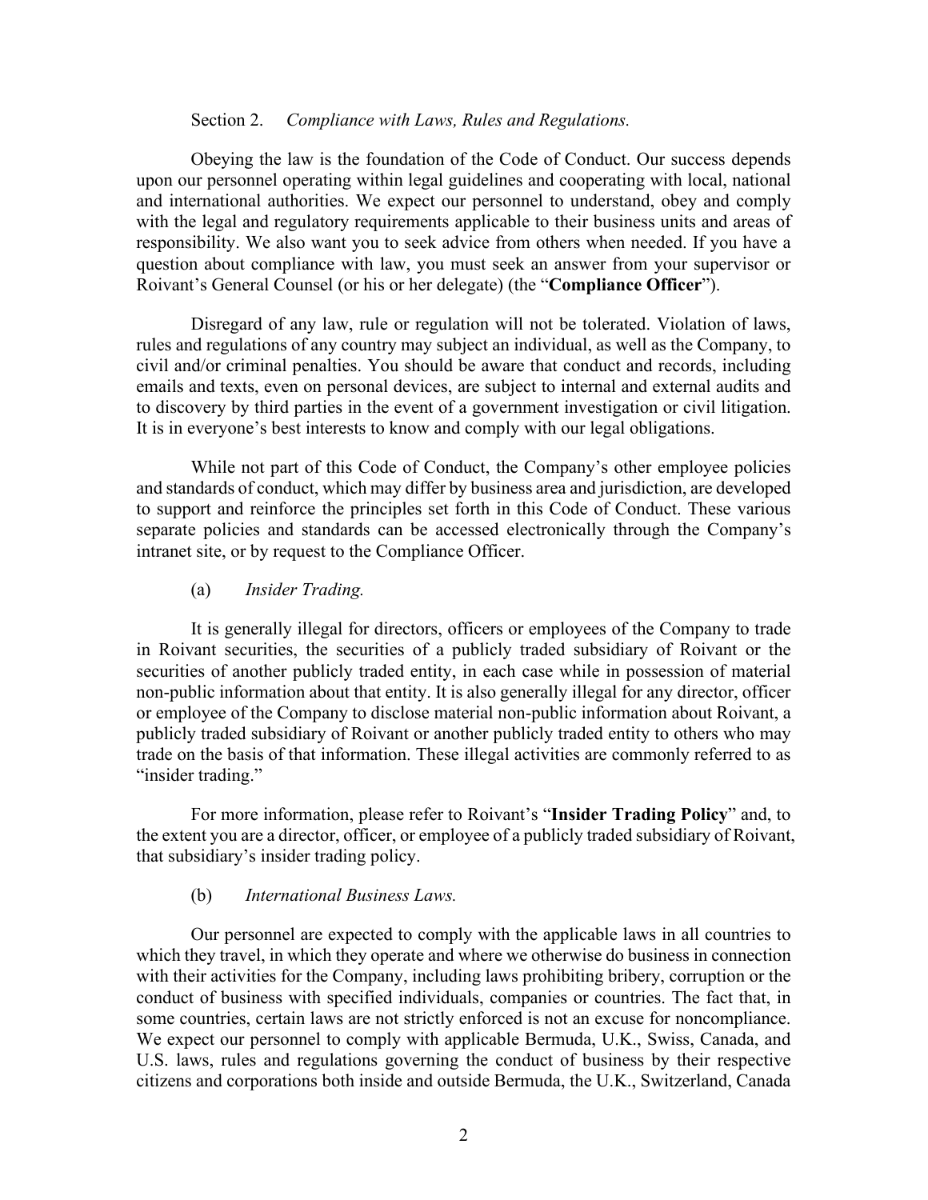Section 2. *Compliance with Laws, Rules and Regulations.*

Obeying the law is the foundation of the Code of Conduct. Our success depends upon our personnel operating within legal guidelines and cooperating with local, national and international authorities. We expect our personnel to understand, obey and comply with the legal and regulatory requirements applicable to their business units and areas of responsibility. We also want you to seek advice from others when needed. If you have a question about compliance with law, you must seek an answer from your supervisor or Roivant's General Counsel (or his or her delegate) (the "**Compliance Officer**").

Disregard of any law, rule or regulation will not be tolerated. Violation of laws, rules and regulations of any country may subject an individual, as well as the Company, to civil and/or criminal penalties. You should be aware that conduct and records, including emails and texts, even on personal devices, are subject to internal and external audits and to discovery by third parties in the event of a government investigation or civil litigation. It is in everyone's best interests to know and comply with our legal obligations.

While not part of this Code of Conduct, the Company's other employee policies and standards of conduct, which may differ by business area and jurisdiction, are developed to support and reinforce the principles set forth in this Code of Conduct. These various separate policies and standards can be accessed electronically through the Company's intranet site, or by request to the Compliance Officer.

(a) *Insider Trading.*

It is generally illegal for directors, officers or employees of the Company to trade in Roivant securities, the securities of a publicly traded subsidiary of Roivant or the securities of another publicly traded entity, in each case while in possession of material non-public information about that entity. It is also generally illegal for any director, officer or employee of the Company to disclose material non-public information about Roivant, a publicly traded subsidiary of Roivant or another publicly traded entity to others who may trade on the basis of that information. These illegal activities are commonly referred to as "insider trading."

For more information, please refer to Roivant's "**Insider Trading Policy**" and, to the extent you are a director, officer, or employee of a publicly traded subsidiary of Roivant, that subsidiary's insider trading policy.

(b) *International Business Laws.*

Our personnel are expected to comply with the applicable laws in all countries to which they travel, in which they operate and where we otherwise do business in connection with their activities for the Company, including laws prohibiting bribery, corruption or the conduct of business with specified individuals, companies or countries. The fact that, in some countries, certain laws are not strictly enforced is not an excuse for noncompliance. We expect our personnel to comply with applicable Bermuda, U.K., Swiss, Canada, and U.S. laws, rules and regulations governing the conduct of business by their respective citizens and corporations both inside and outside Bermuda, the U.K., Switzerland, Canada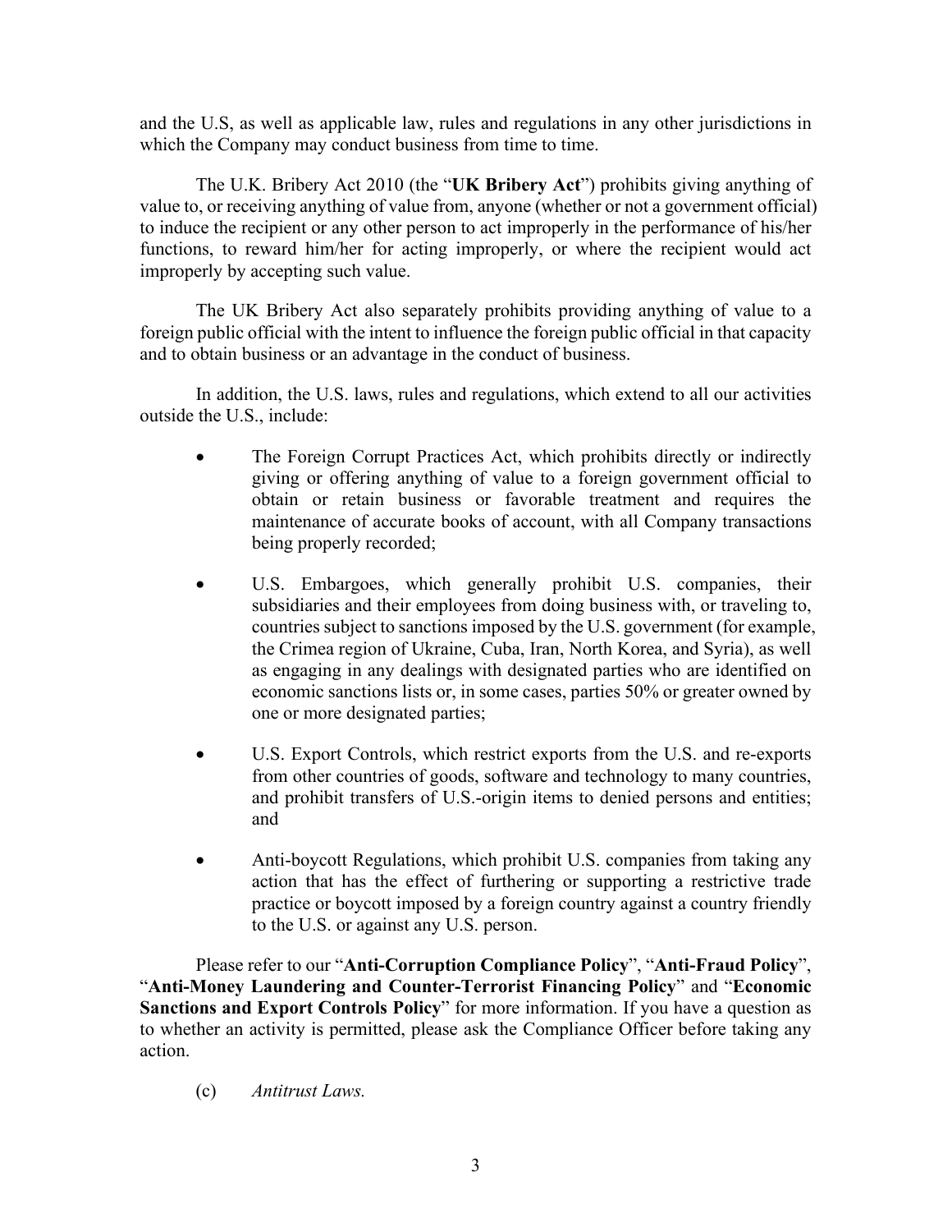and the U.S, as well as applicable law, rules and regulations in any other jurisdictions in which the Company may conduct business from time to time.

The U.K. Bribery Act 2010 (the "**UK Bribery Act**") prohibits giving anything of value to, or receiving anything of value from, anyone (whether or not a government official) to induce the recipient or any other person to act improperly in the performance of his/her functions, to reward him/her for acting improperly, or where the recipient would act improperly by accepting such value.

The UK Bribery Act also separately prohibits providing anything of value to a foreign public official with the intent to influence the foreign public official in that capacity and to obtain business or an advantage in the conduct of business.

In addition, the U.S. laws, rules and regulations, which extend to all our activities outside the U.S., include:

- The Foreign Corrupt Practices Act, which prohibits directly or indirectly giving or offering anything of value to a foreign government official to obtain or retain business or favorable treatment and requires the maintenance of accurate books of account, with all Company transactions being properly recorded;
- U.S. Embargoes, which generally prohibit U.S. companies, their subsidiaries and their employees from doing business with, or traveling to, countries subject to sanctions imposed by the U.S. government (for example, the Crimea region of Ukraine, Cuba, Iran, North Korea, and Syria), as well as engaging in any dealings with designated parties who are identified on economic sanctions lists or, in some cases, parties 50% or greater owned by one or more designated parties;
- U.S. Export Controls, which restrict exports from the U.S. and re-exports from other countries of goods, software and technology to many countries, and prohibit transfers of U.S.-origin items to denied persons and entities; and
- Anti-boycott Regulations, which prohibit U.S. companies from taking any action that has the effect of furthering or supporting a restrictive trade practice or boycott imposed by a foreign country against a country friendly to the U.S. or against any U.S. person.

Please refer to our "**Anti-Corruption Compliance Policy**", "**Anti-Fraud Policy**", "**Anti-Money Laundering and Counter-Terrorist Financing Policy**" and "**Economic Sanctions and Export Controls Policy**" for more information. If you have a question as to whether an activity is permitted, please ask the Compliance Officer before taking any action.

(c) *Antitrust Laws.*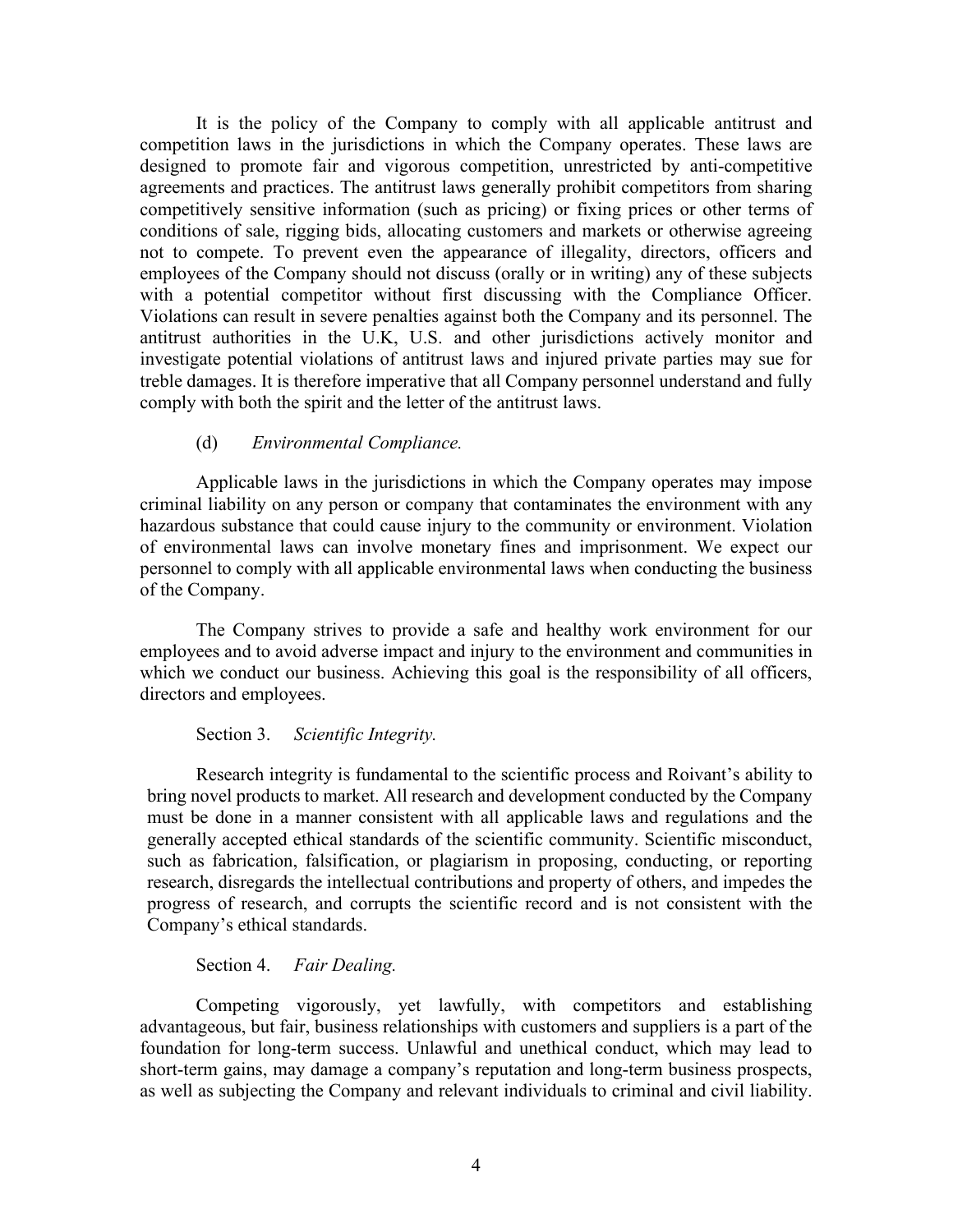It is the policy of the Company to comply with all applicable antitrust and competition laws in the jurisdictions in which the Company operates. These laws are designed to promote fair and vigorous competition, unrestricted by anti-competitive agreements and practices. The antitrust laws generally prohibit competitors from sharing competitively sensitive information (such as pricing) or fixing prices or other terms of conditions of sale, rigging bids, allocating customers and markets or otherwise agreeing not to compete. To prevent even the appearance of illegality, directors, officers and employees of the Company should not discuss (orally or in writing) any of these subjects with a potential competitor without first discussing with the Compliance Officer. Violations can result in severe penalties against both the Company and its personnel. The antitrust authorities in the U.K, U.S. and other jurisdictions actively monitor and investigate potential violations of antitrust laws and injured private parties may sue for treble damages. It is therefore imperative that all Company personnel understand and fully comply with both the spirit and the letter of the antitrust laws.

(d) *Environmental Compliance.*

Applicable laws in the jurisdictions in which the Company operates may impose criminal liability on any person or company that contaminates the environment with any hazardous substance that could cause injury to the community or environment. Violation of environmental laws can involve monetary fines and imprisonment. We expect our personnel to comply with all applicable environmental laws when conducting the business of the Company.

The Company strives to provide a safe and healthy work environment for our employees and to avoid adverse impact and injury to the environment and communities in which we conduct our business. Achieving this goal is the responsibility of all officers, directors and employees.

Section 3. *Scientific Integrity.*

Research integrity is fundamental to the scientific process and Roivant's ability to bring novel products to market. All research and development conducted by the Company must be done in a manner consistent with all applicable laws and regulations and the generally accepted ethical standards of the scientific community. Scientific misconduct, such as fabrication, falsification, or plagiarism in proposing, conducting, or reporting research, disregards the intellectual contributions and property of others, and impedes the progress of research, and corrupts the scientific record and is not consistent with the Company's ethical standards.

Section 4. *Fair Dealing.*

Competing vigorously, yet lawfully, with competitors and establishing advantageous, but fair, business relationships with customers and suppliers is a part of the foundation for long-term success. Unlawful and unethical conduct, which may lead to short-term gains, may damage a company's reputation and long-term business prospects, as well as subjecting the Company and relevant individuals to criminal and civil liability.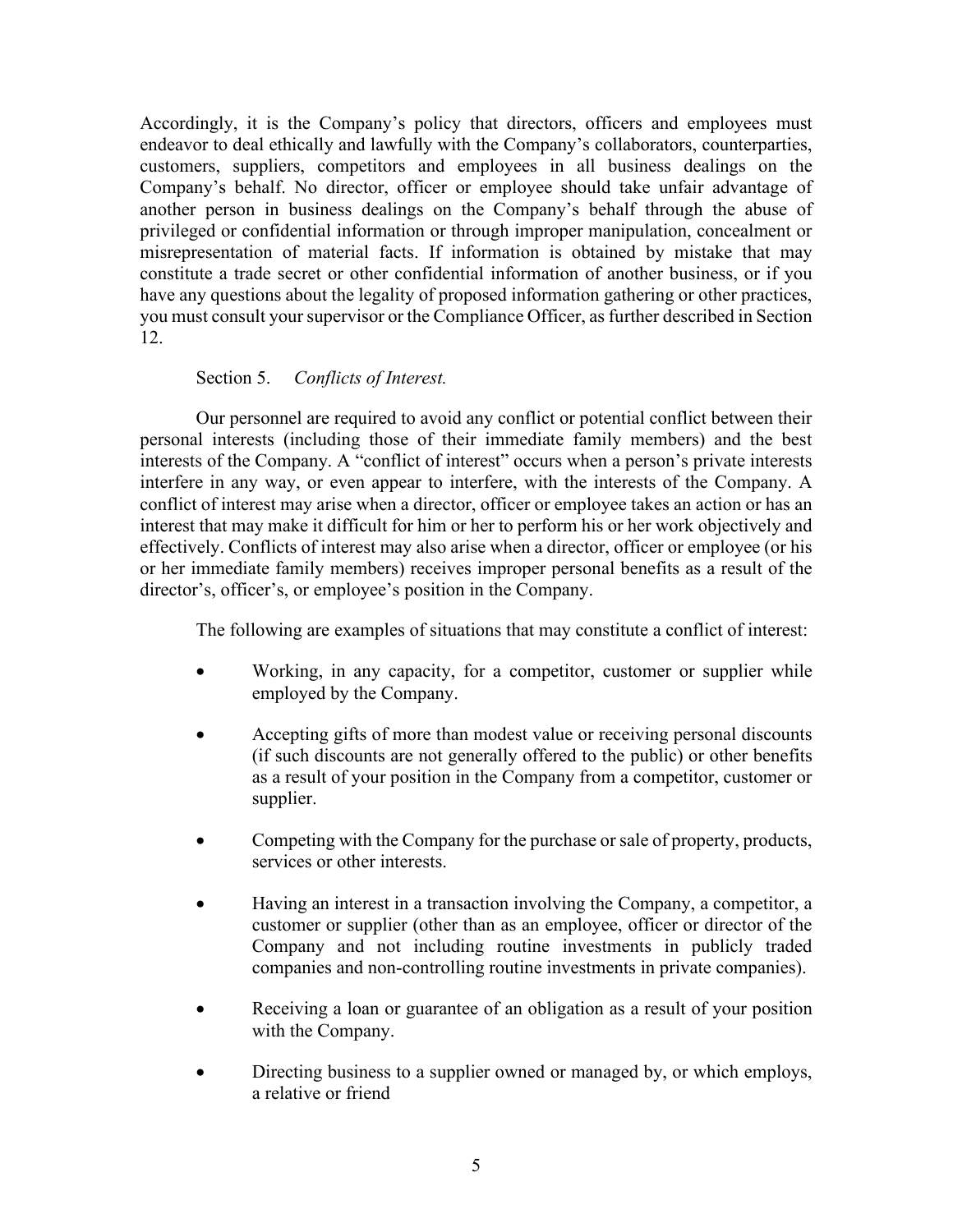Accordingly, it is the Company's policy that directors, officers and employees must endeavor to deal ethically and lawfully with the Company's collaborators, counterparties, customers, suppliers, competitors and employees in all business dealings on the Company's behalf. No director, officer or employee should take unfair advantage of another person in business dealings on the Company's behalf through the abuse of privileged or confidential information or through improper manipulation, concealment or misrepresentation of material facts. If information is obtained by mistake that may constitute a trade secret or other confidential information of another business, or if you have any questions about the legality of proposed information gathering or other practices, you must consult your supervisor or the Compliance Officer, as further described in Section 12.

## Section 5. *Conflicts of Interest.*

Our personnel are required to avoid any conflict or potential conflict between their personal interests (including those of their immediate family members) and the best interests of the Company. A "conflict of interest" occurs when a person's private interests interfere in any way, or even appear to interfere, with the interests of the Company. A conflict of interest may arise when a director, officer or employee takes an action or has an interest that may make it difficult for him or her to perform his or her work objectively and effectively. Conflicts of interest may also arise when a director, officer or employee (or his or her immediate family members) receives improper personal benefits as a result of the director's, officer's, or employee's position in the Company.

The following are examples of situations that may constitute a conflict of interest:

- Working, in any capacity, for a competitor, customer or supplier while employed by the Company.
- Accepting gifts of more than modest value or receiving personal discounts (if such discounts are not generally offered to the public) or other benefits as a result of your position in the Company from a competitor, customer or supplier.
- Competing with the Company for the purchase or sale of property, products, services or other interests.
- Having an interest in a transaction involving the Company, a competitor, a customer or supplier (other than as an employee, officer or director of the Company and not including routine investments in publicly traded companies and non-controlling routine investments in private companies).
- Receiving a loan or guarantee of an obligation as a result of your position with the Company.
- Directing business to a supplier owned or managed by, or which employs, a relative or friend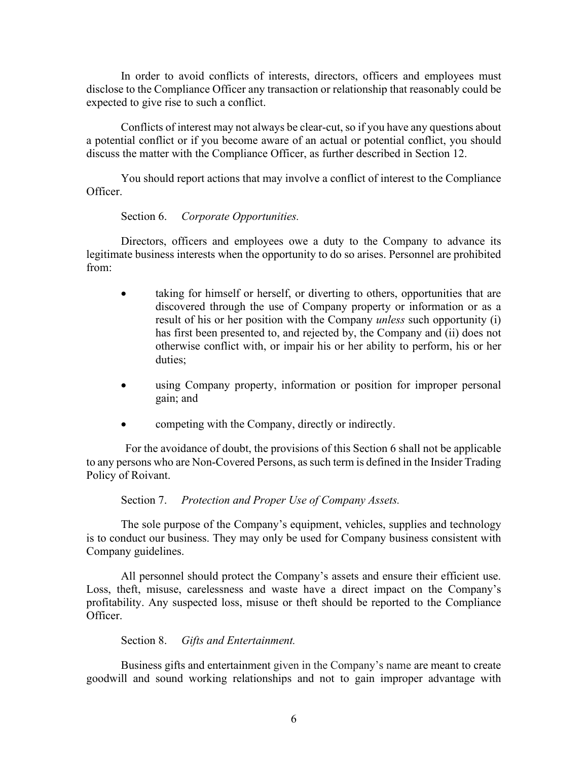In order to avoid conflicts of interests, directors, officers and employees must disclose to the Compliance Officer any transaction or relationship that reasonably could be expected to give rise to such a conflict.

Conflicts of interest may not always be clear-cut, so if you have any questions about a potential conflict or if you become aware of an actual or potential conflict, you should discuss the matter with the Compliance Officer, as further described in Section 12.

You should report actions that may involve a conflict of interest to the Compliance Officer.

Section 6. *Corporate Opportunities.*

Directors, officers and employees owe a duty to the Company to advance its legitimate business interests when the opportunity to do so arises. Personnel are prohibited from:

- taking for himself or herself, or diverting to others, opportunities that are discovered through the use of Company property or information or as a result of his or her position with the Company *unless* such opportunity (i) has first been presented to, and rejected by, the Company and (ii) does not otherwise conflict with, or impair his or her ability to perform, his or her duties;
- using Company property, information or position for improper personal gain; and
- competing with the Company, directly or indirectly.

For the avoidance of doubt, the provisions of this Section 6 shall not be applicable to any persons who are Non-Covered Persons, as such term is defined in the Insider Trading Policy of Roivant.

Section 7. *Protection and Proper Use of Company Assets.*

The sole purpose of the Company's equipment, vehicles, supplies and technology is to conduct our business. They may only be used for Company business consistent with Company guidelines.

All personnel should protect the Company's assets and ensure their efficient use. Loss, theft, misuse, carelessness and waste have a direct impact on the Company's profitability. Any suspected loss, misuse or theft should be reported to the Compliance Officer.

Section 8. *Gifts and Entertainment.*

Business gifts and entertainment given in the Company's name are meant to create goodwill and sound working relationships and not to gain improper advantage with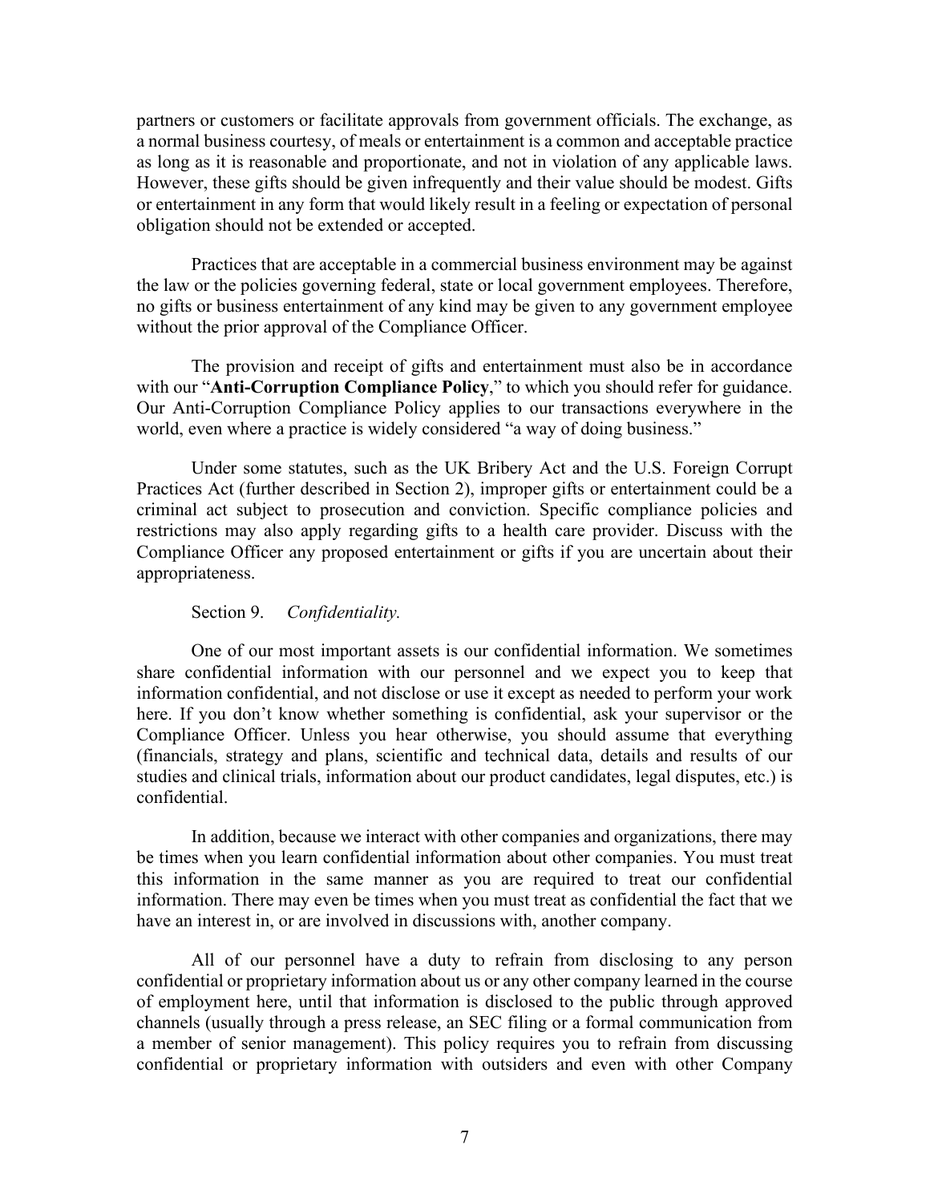partners or customers or facilitate approvals from government officials. The exchange, as a normal business courtesy, of meals or entertainment is a common and acceptable practice as long as it is reasonable and proportionate, and not in violation of any applicable laws. However, these gifts should be given infrequently and their value should be modest. Gifts or entertainment in any form that would likely result in a feeling or expectation of personal obligation should not be extended or accepted.

Practices that are acceptable in a commercial business environment may be against the law or the policies governing federal, state or local government employees. Therefore, no gifts or business entertainment of any kind may be given to any government employee without the prior approval of the Compliance Officer.

The provision and receipt of gifts and entertainment must also be in accordance with our "**Anti-Corruption Compliance Policy**," to which you should refer for guidance. Our Anti-Corruption Compliance Policy applies to our transactions everywhere in the world, even where a practice is widely considered "a way of doing business."

Under some statutes, such as the UK Bribery Act and the U.S. Foreign Corrupt Practices Act (further described in Section 2), improper gifts or entertainment could be a criminal act subject to prosecution and conviction. Specific compliance policies and restrictions may also apply regarding gifts to a health care provider. Discuss with the Compliance Officer any proposed entertainment or gifts if you are uncertain about their appropriateness.

Section 9. *Confidentiality.*

One of our most important assets is our confidential information. We sometimes share confidential information with our personnel and we expect you to keep that information confidential, and not disclose or use it except as needed to perform your work here. If you don't know whether something is confidential, ask your supervisor or the Compliance Officer. Unless you hear otherwise, you should assume that everything (financials, strategy and plans, scientific and technical data, details and results of our studies and clinical trials, information about our product candidates, legal disputes, etc.) is confidential.

In addition, because we interact with other companies and organizations, there may be times when you learn confidential information about other companies. You must treat this information in the same manner as you are required to treat our confidential information. There may even be times when you must treat as confidential the fact that we have an interest in, or are involved in discussions with, another company.

All of our personnel have a duty to refrain from disclosing to any person confidential or proprietary information about us or any other company learned in the course of employment here, until that information is disclosed to the public through approved channels (usually through a press release, an SEC filing or a formal communication from a member of senior management). This policy requires you to refrain from discussing confidential or proprietary information with outsiders and even with other Company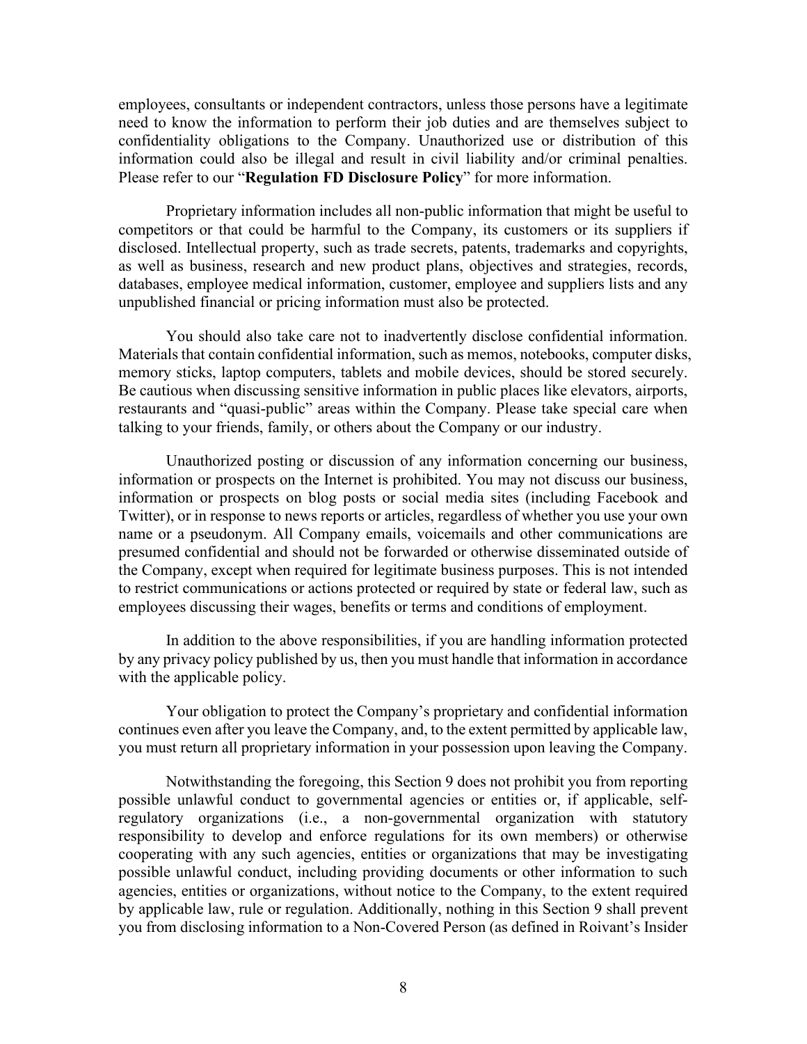employees, consultants or independent contractors, unless those persons have a legitimate need to know the information to perform their job duties and are themselves subject to confidentiality obligations to the Company. Unauthorized use or distribution of this information could also be illegal and result in civil liability and/or criminal penalties. Please refer to our "**Regulation FD Disclosure Policy**" for more information.

Proprietary information includes all non-public information that might be useful to competitors or that could be harmful to the Company, its customers or its suppliers if disclosed. Intellectual property, such as trade secrets, patents, trademarks and copyrights, as well as business, research and new product plans, objectives and strategies, records, databases, employee medical information, customer, employee and suppliers lists and any unpublished financial or pricing information must also be protected.

You should also take care not to inadvertently disclose confidential information. Materials that contain confidential information, such as memos, notebooks, computer disks, memory sticks, laptop computers, tablets and mobile devices, should be stored securely. Be cautious when discussing sensitive information in public places like elevators, airports, restaurants and "quasi-public" areas within the Company. Please take special care when talking to your friends, family, or others about the Company or our industry.

Unauthorized posting or discussion of any information concerning our business, information or prospects on the Internet is prohibited. You may not discuss our business, information or prospects on blog posts or social media sites (including Facebook and Twitter), or in response to news reports or articles, regardless of whether you use your own name or a pseudonym. All Company emails, voicemails and other communications are presumed confidential and should not be forwarded or otherwise disseminated outside of the Company, except when required for legitimate business purposes. This is not intended to restrict communications or actions protected or required by state or federal law, such as employees discussing their wages, benefits or terms and conditions of employment.

In addition to the above responsibilities, if you are handling information protected by any privacy policy published by us, then you must handle that information in accordance with the applicable policy.

Your obligation to protect the Company's proprietary and confidential information continues even after you leave the Company, and, to the extent permitted by applicable law, you must return all proprietary information in your possession upon leaving the Company.

Notwithstanding the foregoing, this Section 9 does not prohibit you from reporting possible unlawful conduct to governmental agencies or entities or, if applicable, self-regulatory organizations (i.e., a non-governmental organization with statutory responsibility to develop and enforce regulations for its own members) or otherwise cooperating with any such agencies, entities or organizations that may be investigating possible unlawful conduct, including providing documents or other information to such agencies, entities or organizations, without notice to the Company, to the extent required by applicable law, rule or regulation. Additionally, nothing in this Section 9 shall prevent you from disclosing information to a Non-Covered Person (as defined in Roivant's Insider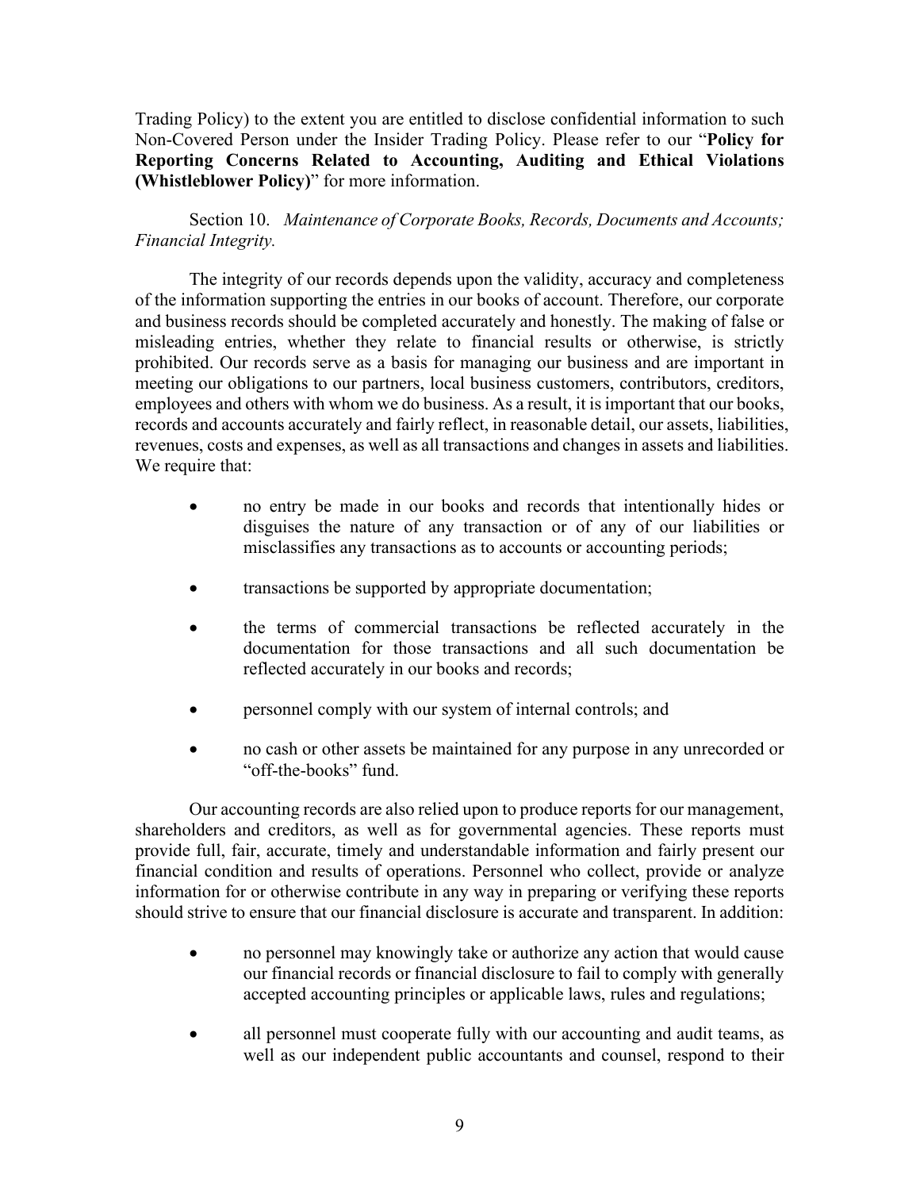Trading Policy) to the extent you are entitled to disclose confidential information to such Non-Covered Person under the Insider Trading Policy. Please refer to our "**Policy for Reporting Concerns Related to Accounting, Auditing and Ethical Violations (Whistleblower Policy)**" for more information.

Section 10. *Maintenance of Corporate Books, Records, Documents and Accounts; Financial Integrity.*

The integrity of our records depends upon the validity, accuracy and completeness of the information supporting the entries in our books of account. Therefore, our corporate and business records should be completed accurately and honestly. The making of false or misleading entries, whether they relate to financial results or otherwise, is strictly prohibited. Our records serve as a basis for managing our business and are important in meeting our obligations to our partners, local business customers, contributors, creditors, employees and others with whom we do business. As a result, it is important that our books, records and accounts accurately and fairly reflect, in reasonable detail, our assets, liabilities, revenues, costs and expenses, as well as all transactions and changes in assets and liabilities. We require that:

- no entry be made in our books and records that intentionally hides or disguises the nature of any transaction or of any of our liabilities or misclassifies any transactions as to accounts or accounting periods;
- transactions be supported by appropriate documentation;
- the terms of commercial transactions be reflected accurately in the documentation for those transactions and all such documentation be reflected accurately in our books and records;
- personnel comply with our system of internal controls; and
- no cash or other assets be maintained for any purpose in any unrecorded or "off-the-books" fund.

Our accounting records are also relied upon to produce reports for our management, shareholders and creditors, as well as for governmental agencies. These reports must provide full, fair, accurate, timely and understandable information and fairly present our financial condition and results of operations. Personnel who collect, provide or analyze information for or otherwise contribute in any way in preparing or verifying these reports should strive to ensure that our financial disclosure is accurate and transparent. In addition:

- no personnel may knowingly take or authorize any action that would cause our financial records or financial disclosure to fail to comply with generally accepted accounting principles or applicable laws, rules and regulations;
- all personnel must cooperate fully with our accounting and audit teams, as well as our independent public accountants and counsel, respond to their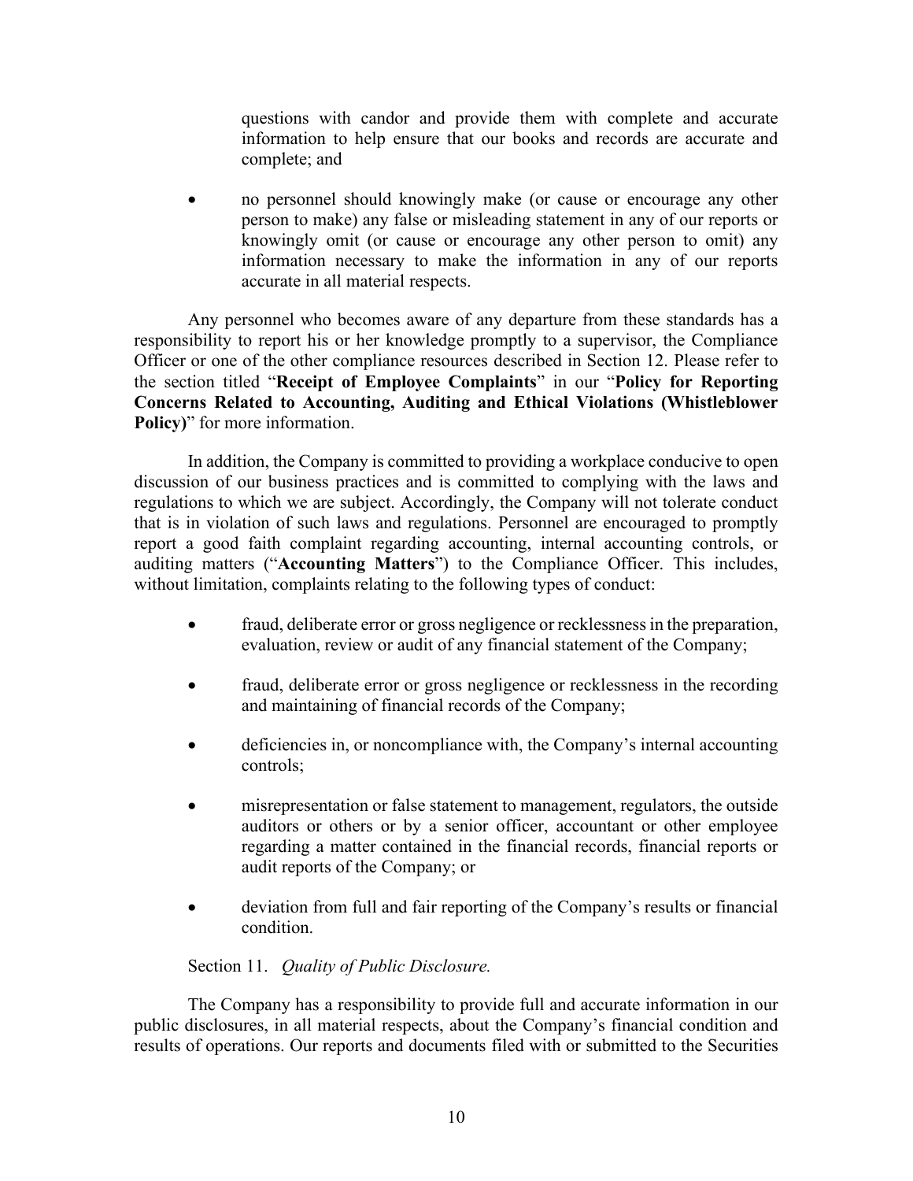questions with candor and provide them with complete and accurate information to help ensure that our books and records are accurate and complete; and

- no personnel should knowingly make (or cause or encourage any other person to make) any false or misleading statement in any of our reports or knowingly omit (or cause or encourage any other person to omit) any information necessary to make the information in any of our reports accurate in all material respects.

Any personnel who becomes aware of any departure from these standards has a responsibility to report his or her knowledge promptly to a supervisor, the Compliance Officer or one of the other compliance resources described in Section 12. Please refer to the section titled "**Receipt of Employee Complaints**" in our "**Policy for Reporting Concerns Related to Accounting, Auditing and Ethical Violations (Whistleblower Policy)**" for more information.

In addition, the Company is committed to providing a workplace conducive to open discussion of our business practices and is committed to complying with the laws and regulations to which we are subject. Accordingly, the Company will not tolerate conduct that is in violation of such laws and regulations. Personnel are encouraged to promptly report a good faith complaint regarding accounting, internal accounting controls, or auditing matters ("**Accounting Matters**") to the Compliance Officer. This includes, without limitation, complaints relating to the following types of conduct:

- fraud, deliberate error or gross negligence or recklessness in the preparation, evaluation, review or audit of any financial statement of the Company;
- fraud, deliberate error or gross negligence or recklessness in the recording and maintaining of financial records of the Company;
- deficiencies in, or noncompliance with, the Company's internal accounting controls;
- misrepresentation or false statement to management, regulators, the outside auditors or others or by a senior officer, accountant or other employee regarding a matter contained in the financial records, financial reports or audit reports of the Company; or
- deviation from full and fair reporting of the Company's results or financial condition.

Section 11. *Quality of Public Disclosure.*

The Company has a responsibility to provide full and accurate information in our public disclosures, in all material respects, about the Company's financial condition and results of operations. Our reports and documents filed with or submitted to the Securities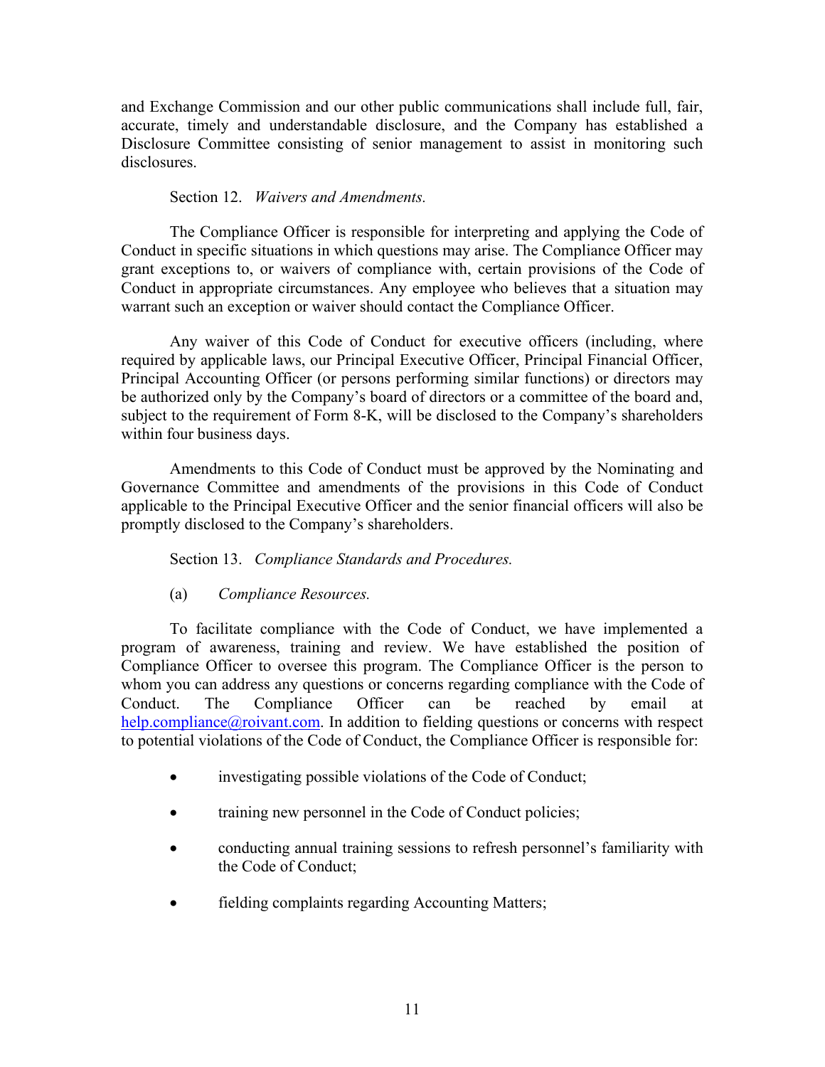and Exchange Commission and our other public communications shall include full, fair, accurate, timely and understandable disclosure, and the Company has established a Disclosure Committee consisting of senior management to assist in monitoring such disclosures.

Section 12. *Waivers and Amendments.*

The Compliance Officer is responsible for interpreting and applying the Code of Conduct in specific situations in which questions may arise. The Compliance Officer may grant exceptions to, or waivers of compliance with, certain provisions of the Code of Conduct in appropriate circumstances. Any employee who believes that a situation may warrant such an exception or waiver should contact the Compliance Officer.

Any waiver of this Code of Conduct for executive officers (including, where required by applicable laws, our Principal Executive Officer, Principal Financial Officer, Principal Accounting Officer (or persons performing similar functions) or directors may be authorized only by the Company's board of directors or a committee of the board and, subject to the requirement of Form 8-K, will be disclosed to the Company's shareholders within four business days.

Amendments to this Code of Conduct must be approved by the Nominating and Governance Committee and amendments of the provisions in this Code of Conduct applicable to the Principal Executive Officer and the senior financial officers will also be promptly disclosed to the Company's shareholders.

Section 13. *Compliance Standards and Procedures.*

(a) *Compliance Resources.*

To facilitate compliance with the Code of Conduct, we have implemented a program of awareness, training and review. We have established the position of Compliance Officer to oversee this program. The Compliance Officer is the person to whom you can address any questions or concerns regarding compliance with the Code of Conduct. The Compliance Officer can be reached by email at help.compliance@roivant.com. In addition to fielding questions or concerns with respect to potential violations of the Code of Conduct, the Compliance Officer is responsible for:

- investigating possible violations of the Code of Conduct;
- training new personnel in the Code of Conduct policies;
- conducting annual training sessions to refresh personnel's familiarity with the Code of Conduct;
- fielding complaints regarding Accounting Matters;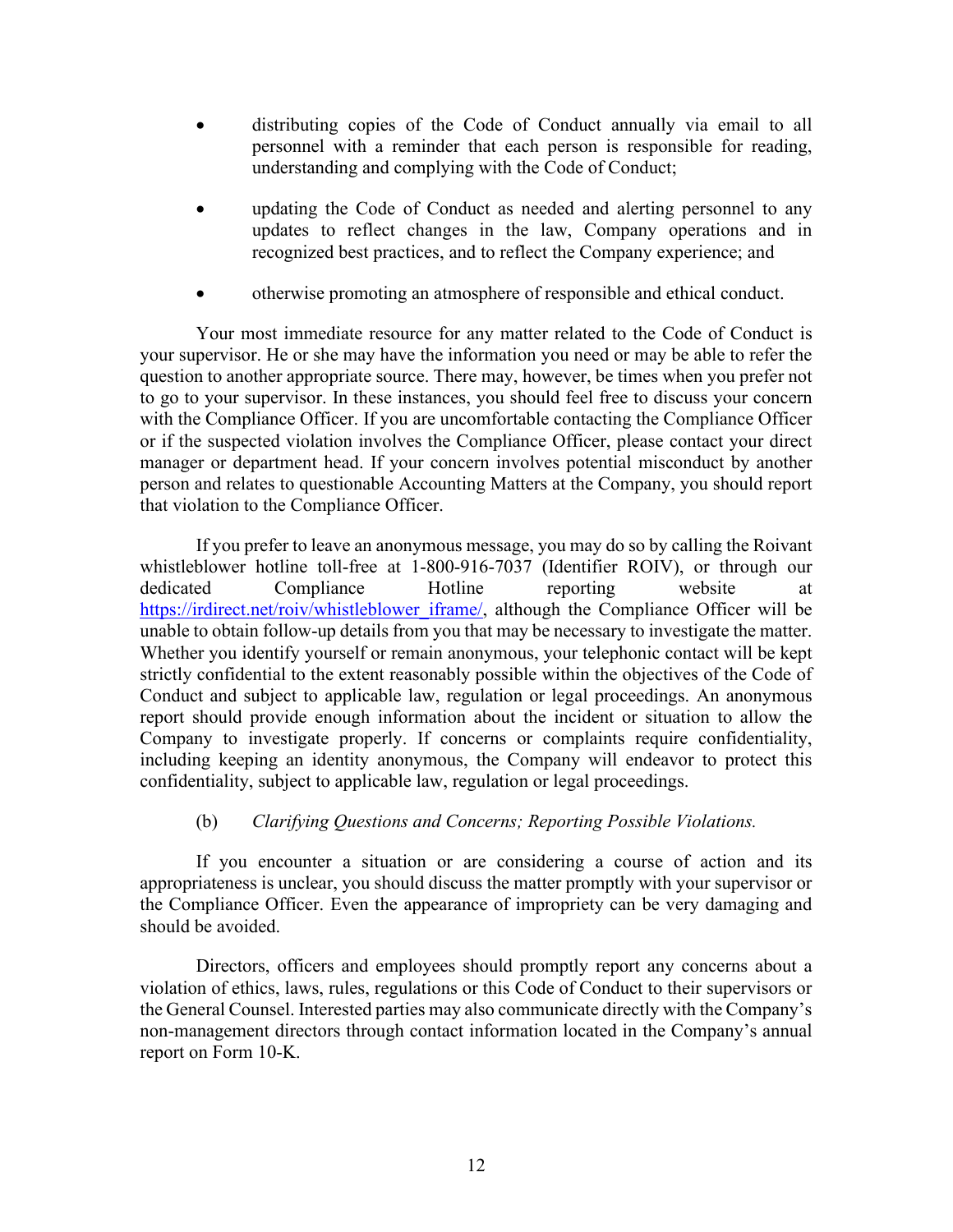- distributing copies of the Code of Conduct annually via email to all personnel with a reminder that each person is responsible for reading, understanding and complying with the Code of Conduct;
- updating the Code of Conduct as needed and alerting personnel to any updates to reflect changes in the law, Company operations and in recognized best practices, and to reflect the Company experience; and
- otherwise promoting an atmosphere of responsible and ethical conduct.

Your most immediate resource for any matter related to the Code of Conduct is your supervisor. He or she may have the information you need or may be able to refer the question to another appropriate source. There may, however, be times when you prefer not to go to your supervisor. In these instances, you should feel free to discuss your concern with the Compliance Officer. If you are uncomfortable contacting the Compliance Officer or if the suspected violation involves the Compliance Officer, please contact your direct manager or department head. If your concern involves potential misconduct by another person and relates to questionable Accounting Matters at the Company, you should report that violation to the Compliance Officer.

If you prefer to leave an anonymous message, you may do so by calling the Roivant whistleblower hotline toll-free at 1-800-916-7037 (Identifier ROIV), or through our dedicated Compliance Hotline reporting website at https://irdirect.net/roiv/whistleblower_iframe/, although the Compliance Officer will be unable to obtain follow-up details from you that may be necessary to investigate the matter. Whether you identify yourself or remain anonymous, your telephonic contact will be kept strictly confidential to the extent reasonably possible within the objectives of the Code of Conduct and subject to applicable law, regulation or legal proceedings. An anonymous report should provide enough information about the incident or situation to allow the Company to investigate properly. If concerns or complaints require confidentiality, including keeping an identity anonymous, the Company will endeavor to protect this confidentiality, subject to applicable law, regulation or legal proceedings.

(b) *Clarifying Questions and Concerns; Reporting Possible Violations.*

If you encounter a situation or are considering a course of action and its appropriateness is unclear, you should discuss the matter promptly with your supervisor or the Compliance Officer. Even the appearance of impropriety can be very damaging and should be avoided.

Directors, officers and employees should promptly report any concerns about a violation of ethics, laws, rules, regulations or this Code of Conduct to their supervisors or the General Counsel. Interested parties may also communicate directly with the Company's non-management directors through contact information located in the Company's annual report on Form 10-K.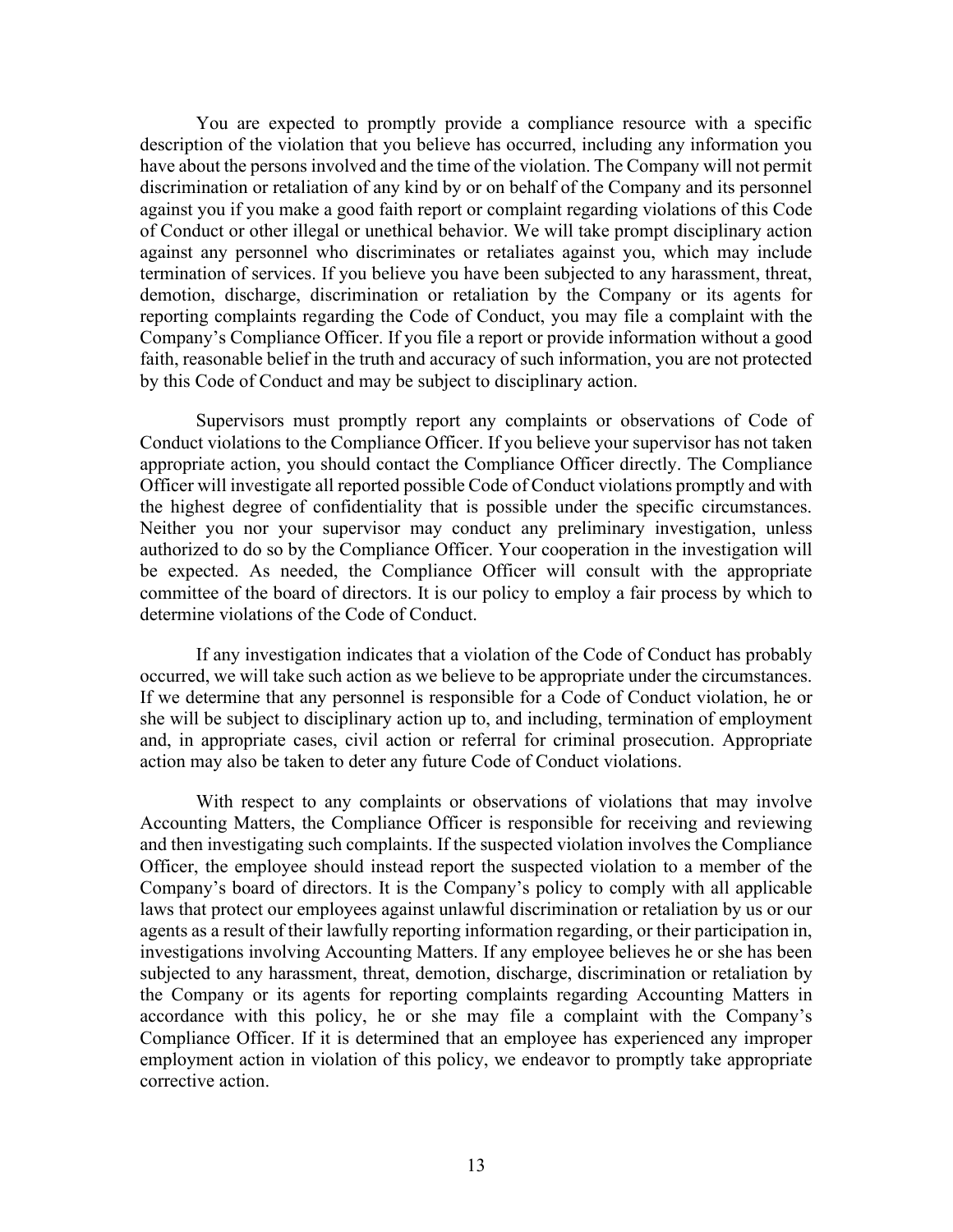You are expected to promptly provide a compliance resource with a specific description of the violation that you believe has occurred, including any information you have about the persons involved and the time of the violation. The Company will not permit discrimination or retaliation of any kind by or on behalf of the Company and its personnel against you if you make a good faith report or complaint regarding violations of this Code of Conduct or other illegal or unethical behavior. We will take prompt disciplinary action against any personnel who discriminates or retaliates against you, which may include termination of services. If you believe you have been subjected to any harassment, threat, demotion, discharge, discrimination or retaliation by the Company or its agents for reporting complaints regarding the Code of Conduct, you may file a complaint with the Company's Compliance Officer. If you file a report or provide information without a good faith, reasonable belief in the truth and accuracy of such information, you are not protected by this Code of Conduct and may be subject to disciplinary action.

Supervisors must promptly report any complaints or observations of Code of Conduct violations to the Compliance Officer. If you believe your supervisor has not taken appropriate action, you should contact the Compliance Officer directly. The Compliance Officer will investigate all reported possible Code of Conduct violations promptly and with the highest degree of confidentiality that is possible under the specific circumstances. Neither you nor your supervisor may conduct any preliminary investigation, unless authorized to do so by the Compliance Officer. Your cooperation in the investigation will be expected. As needed, the Compliance Officer will consult with the appropriate committee of the board of directors. It is our policy to employ a fair process by which to determine violations of the Code of Conduct.

If any investigation indicates that a violation of the Code of Conduct has probably occurred, we will take such action as we believe to be appropriate under the circumstances. If we determine that any personnel is responsible for a Code of Conduct violation, he or she will be subject to disciplinary action up to, and including, termination of employment and, in appropriate cases, civil action or referral for criminal prosecution. Appropriate action may also be taken to deter any future Code of Conduct violations.

With respect to any complaints or observations of violations that may involve Accounting Matters, the Compliance Officer is responsible for receiving and reviewing and then investigating such complaints. If the suspected violation involves the Compliance Officer, the employee should instead report the suspected violation to a member of the Company's board of directors. It is the Company's policy to comply with all applicable laws that protect our employees against unlawful discrimination or retaliation by us or our agents as a result of their lawfully reporting information regarding, or their participation in, investigations involving Accounting Matters. If any employee believes he or she has been subjected to any harassment, threat, demotion, discharge, discrimination or retaliation by the Company or its agents for reporting complaints regarding Accounting Matters in accordance with this policy, he or she may file a complaint with the Company's Compliance Officer. If it is determined that an employee has experienced any improper employment action in violation of this policy, we endeavor to promptly take appropriate corrective action.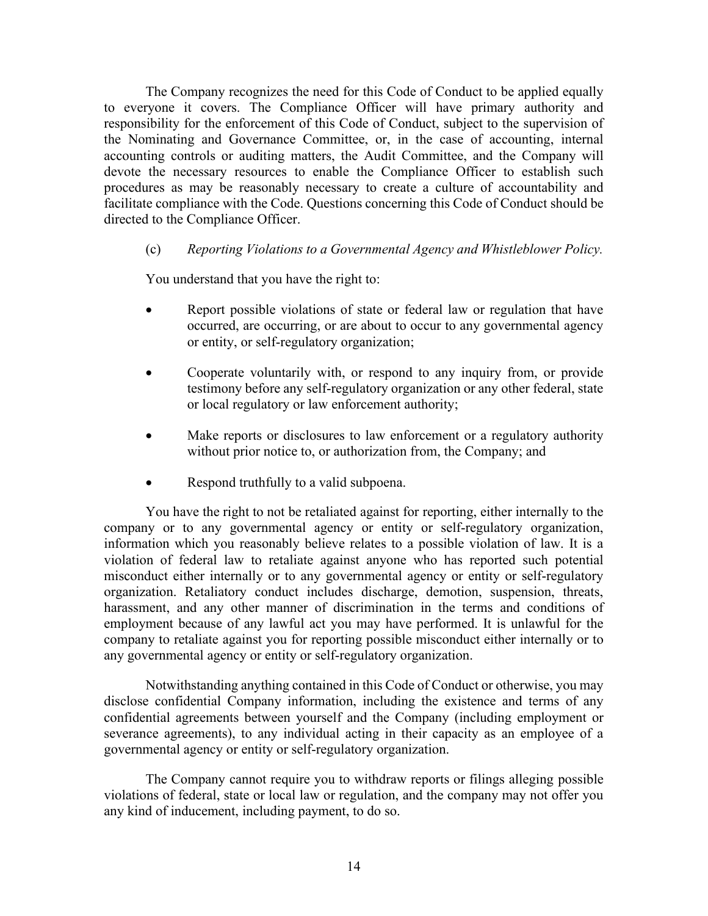The Company recognizes the need for this Code of Conduct to be applied equally to everyone it covers. The Compliance Officer will have primary authority and responsibility for the enforcement of this Code of Conduct, subject to the supervision of the Nominating and Governance Committee, or, in the case of accounting, internal accounting controls or auditing matters, the Audit Committee, and the Company will devote the necessary resources to enable the Compliance Officer to establish such procedures as may be reasonably necessary to create a culture of accountability and facilitate compliance with the Code. Questions concerning this Code of Conduct should be directed to the Compliance Officer.

(c) *Reporting Violations to a Governmental Agency and Whistleblower Policy.*

You understand that you have the right to:

- Report possible violations of state or federal law or regulation that have occurred, are occurring, or are about to occur to any governmental agency or entity, or self-regulatory organization;
- Cooperate voluntarily with, or respond to any inquiry from, or provide testimony before any self-regulatory organization or any other federal, state or local regulatory or law enforcement authority;
- Make reports or disclosures to law enforcement or a regulatory authority without prior notice to, or authorization from, the Company; and
- Respond truthfully to a valid subpoena.

You have the right to not be retaliated against for reporting, either internally to the company or to any governmental agency or entity or self-regulatory organization, information which you reasonably believe relates to a possible violation of law. It is a violation of federal law to retaliate against anyone who has reported such potential misconduct either internally or to any governmental agency or entity or self-regulatory organization. Retaliatory conduct includes discharge, demotion, suspension, threats, harassment, and any other manner of discrimination in the terms and conditions of employment because of any lawful act you may have performed. It is unlawful for the company to retaliate against you for reporting possible misconduct either internally or to any governmental agency or entity or self-regulatory organization.

Notwithstanding anything contained in this Code of Conduct or otherwise, you may disclose confidential Company information, including the existence and terms of any confidential agreements between yourself and the Company (including employment or severance agreements), to any individual acting in their capacity as an employee of a governmental agency or entity or self-regulatory organization.

The Company cannot require you to withdraw reports or filings alleging possible violations of federal, state or local law or regulation, and the company may not offer you any kind of inducement, including payment, to do so.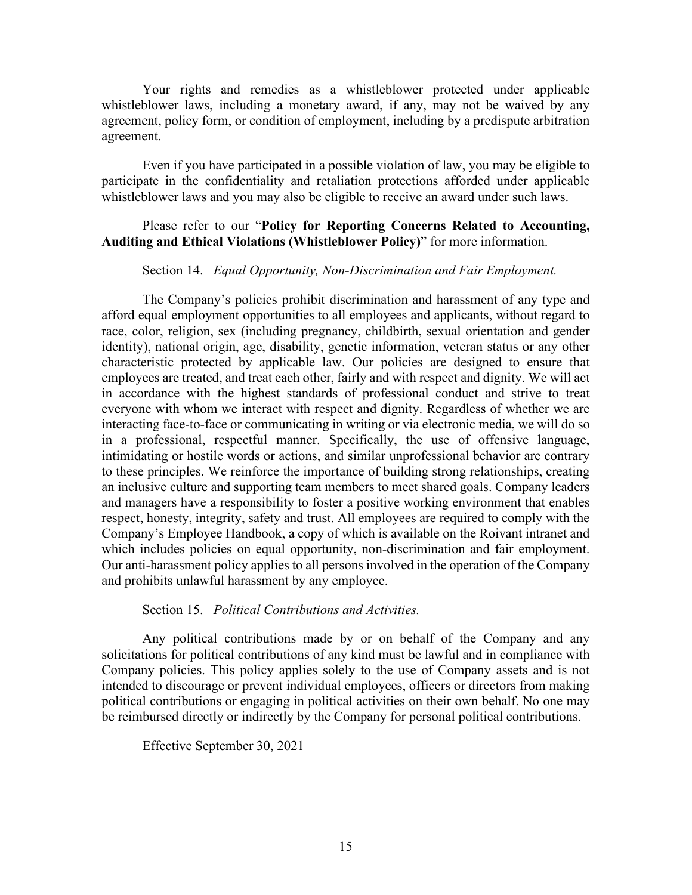Your rights and remedies as a whistleblower protected under applicable whistleblower laws, including a monetary award, if any, may not be waived by any agreement, policy form, or condition of employment, including by a predispute arbitration agreement.

Even if you have participated in a possible violation of law, you may be eligible to participate in the confidentiality and retaliation protections afforded under applicable whistleblower laws and you may also be eligible to receive an award under such laws.

Please refer to our "**Policy for Reporting Concerns Related to Accounting, Auditing and Ethical Violations (Whistleblower Policy)**" for more information.

Section 14. *Equal Opportunity, Non-Discrimination and Fair Employment.*

The Company's policies prohibit discrimination and harassment of any type and afford equal employment opportunities to all employees and applicants, without regard to race, color, religion, sex (including pregnancy, childbirth, sexual orientation and gender identity), national origin, age, disability, genetic information, veteran status or any other characteristic protected by applicable law. Our policies are designed to ensure that employees are treated, and treat each other, fairly and with respect and dignity. We will act in accordance with the highest standards of professional conduct and strive to treat everyone with whom we interact with respect and dignity. Regardless of whether we are interacting face-to-face or communicating in writing or via electronic media, we will do so in a professional, respectful manner. Specifically, the use of offensive language, intimidating or hostile words or actions, and similar unprofessional behavior are contrary to these principles. We reinforce the importance of building strong relationships, creating an inclusive culture and supporting team members to meet shared goals. Company leaders and managers have a responsibility to foster a positive working environment that enables respect, honesty, integrity, safety and trust. All employees are required to comply with the Company's Employee Handbook, a copy of which is available on the Roivant intranet and which includes policies on equal opportunity, non-discrimination and fair employment. Our anti-harassment policy applies to all persons involved in the operation of the Company and prohibits unlawful harassment by any employee.

Section 15. *Political Contributions and Activities.*

Any political contributions made by or on behalf of the Company and any solicitations for political contributions of any kind must be lawful and in compliance with Company policies. This policy applies solely to the use of Company assets and is not intended to discourage or prevent individual employees, officers or directors from making political contributions or engaging in political activities on their own behalf. No one may be reimbursed directly or indirectly by the Company for personal political contributions.

Effective September 30, 2021